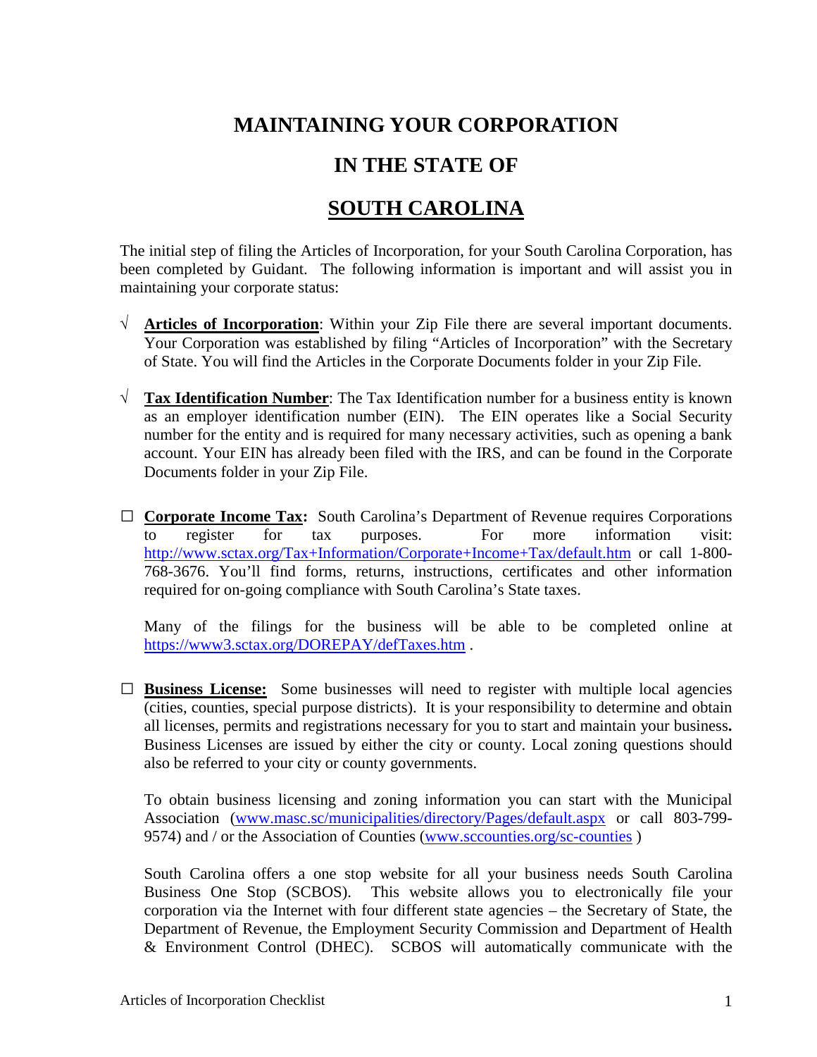# MAINTAINING YOUR CORPORATION

# IN THE STATE OF

# SOUTH CAROLINA

The initial step of filing the Articles of Incorporation, for your South Carolina Corporation, has been completed by Guidant. The following information is important and will assist you in maintaining your corporate status:

√ **Articles of Incorporation**: Within your Zip File there are several important documents. Your Corporation was established by filing "Articles of Incorporation" with the Secretary of State. You will find the Articles in the Corporate Documents folder in your Zip File.

√ **Tax Identification Number**: The Tax Identification number for a business entity is known as an employer identification number (EIN). The EIN operates like a Social Security number for the entity and is required for many necessary activities, such as opening a bank account. Your EIN has already been filed with the IRS, and can be found in the Corporate Documents folder in your Zip File.

☐ **Corporate Income Tax:** South Carolina's Department of Revenue requires Corporations to register for tax purposes. For more information visit: [http://www.sctax.org/Tax+Information/Corporate+Income+Tax/default.htm](http://www.sctax.org/Tax+Information/Corporate+Income+Tax/default.htm) or call 1-800-768-3676. You'll find forms, returns, instructions, certificates and other information required for on-going compliance with South Carolina's State taxes.

Many of the filings for the business will be able to be completed online at [https://www3.sctax.org/DOREPAY/defTaxes.htm](https://www3.sctax.org/DOREPAY/defTaxes.htm) .

☐ **Business License:** Some businesses will need to register with multiple local agencies (cities, counties, special purpose districts). It is your responsibility to determine and obtain all licenses, permits and registrations necessary for you to start and maintain your business**.** Business Licenses are issued by either the city or county. Local zoning questions should also be referred to your city or county governments.

To obtain business licensing and zoning information you can start with the Municipal Association ([www.masc.sc/municipalities/directory/Pages/default.aspx](www.masc.sc/municipalities/directory/Pages/default.aspx) or call 803-799-9574) and / or the Association of Counties ([www.sccounties.org/sc-counties](www.sccounties.org/sc-counties) )

South Carolina offers a one stop website for all your business needs South Carolina Business One Stop (SCBOS). This website allows you to electronically file your corporation via the Internet with four different state agencies – the Secretary of State, the Department of Revenue, the Employment Security Commission and Department of Health & Environment Control (DHEC). SCBOS will automatically communicate with the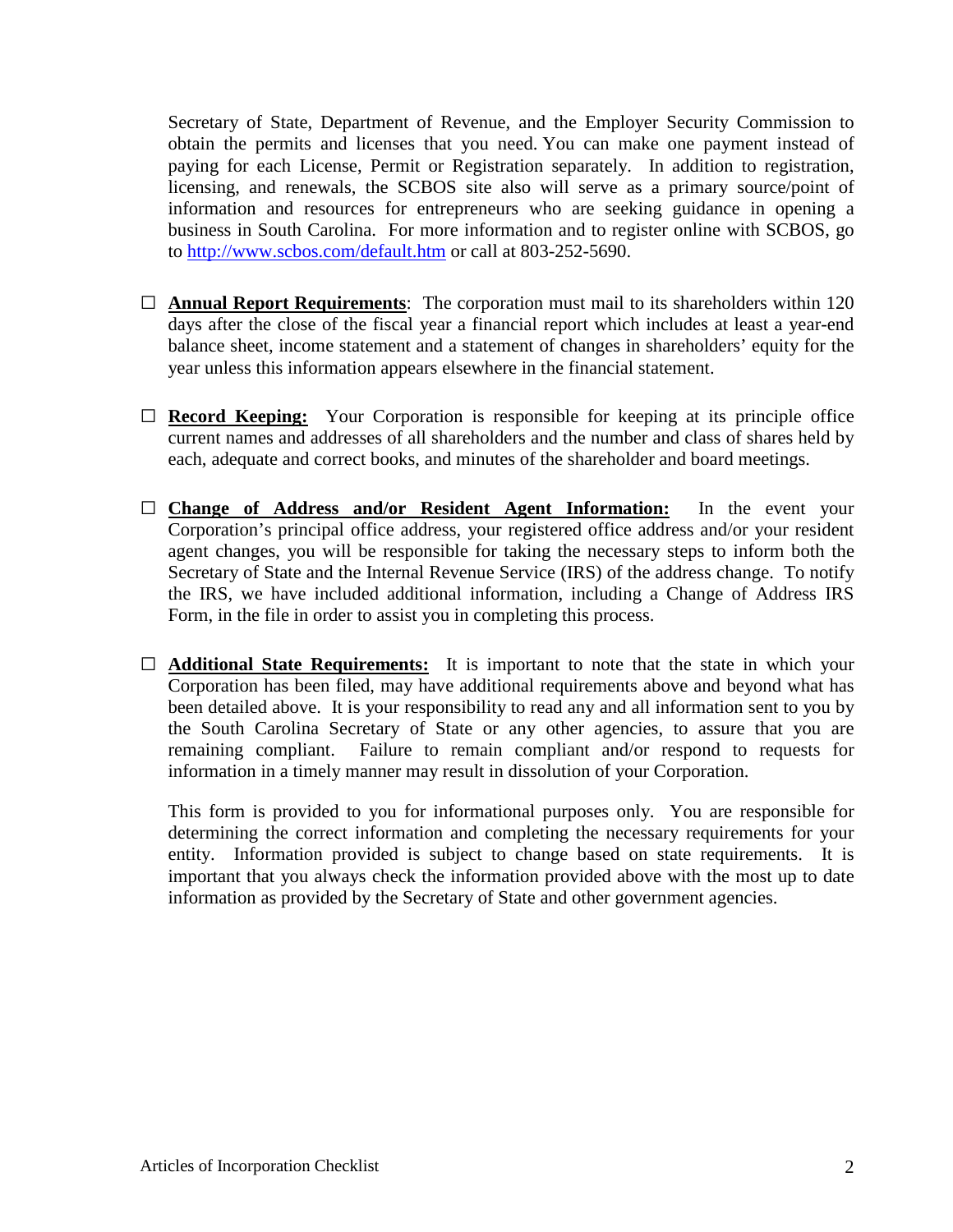Secretary of State, Department of Revenue, and the Employer Security Commission to obtain the permits and licenses that you need. You can make one payment instead of paying for each License, Permit or Registration separately. In addition to registration, licensing, and renewals, the SCBOS site also will serve as a primary source/point of information and resources for entrepreneurs who are seeking guidance in opening a business in South Carolina. For more information and to register online with SCBOS, go to [http://www.scbos.com/default.htm](http://www.scbos.com/default.htm) or call at 803-252-5690.

☐ **Annual Report Requirements**: The corporation must mail to its shareholders within 120 days after the close of the fiscal year a financial report which includes at least a year-end balance sheet, income statement and a statement of changes in shareholders' equity for the year unless this information appears elsewhere in the financial statement.

☐ **Record Keeping:** Your Corporation is responsible for keeping at its principle office current names and addresses of all shareholders and the number and class of shares held by each, adequate and correct books, and minutes of the shareholder and board meetings.

☐ **Change of Address and/or Resident Agent Information:** In the event your Corporation's principal office address, your registered office address and/or your resident agent changes, you will be responsible for taking the necessary steps to inform both the Secretary of State and the Internal Revenue Service (IRS) of the address change. To notify the IRS, we have included additional information, including a Change of Address IRS Form, in the file in order to assist you in completing this process.

☐ **Additional State Requirements:** It is important to note that the state in which your Corporation has been filed, may have additional requirements above and beyond what has been detailed above. It is your responsibility to read any and all information sent to you by the South Carolina Secretary of State or any other agencies, to assure that you are remaining compliant. Failure to remain compliant and/or respond to requests for information in a timely manner may result in dissolution of your Corporation.

This form is provided to you for informational purposes only. You are responsible for determining the correct information and completing the necessary requirements for your entity. Information provided is subject to change based on state requirements. It is important that you always check the information provided above with the most up to date information as provided by the Secretary of State and other government agencies.